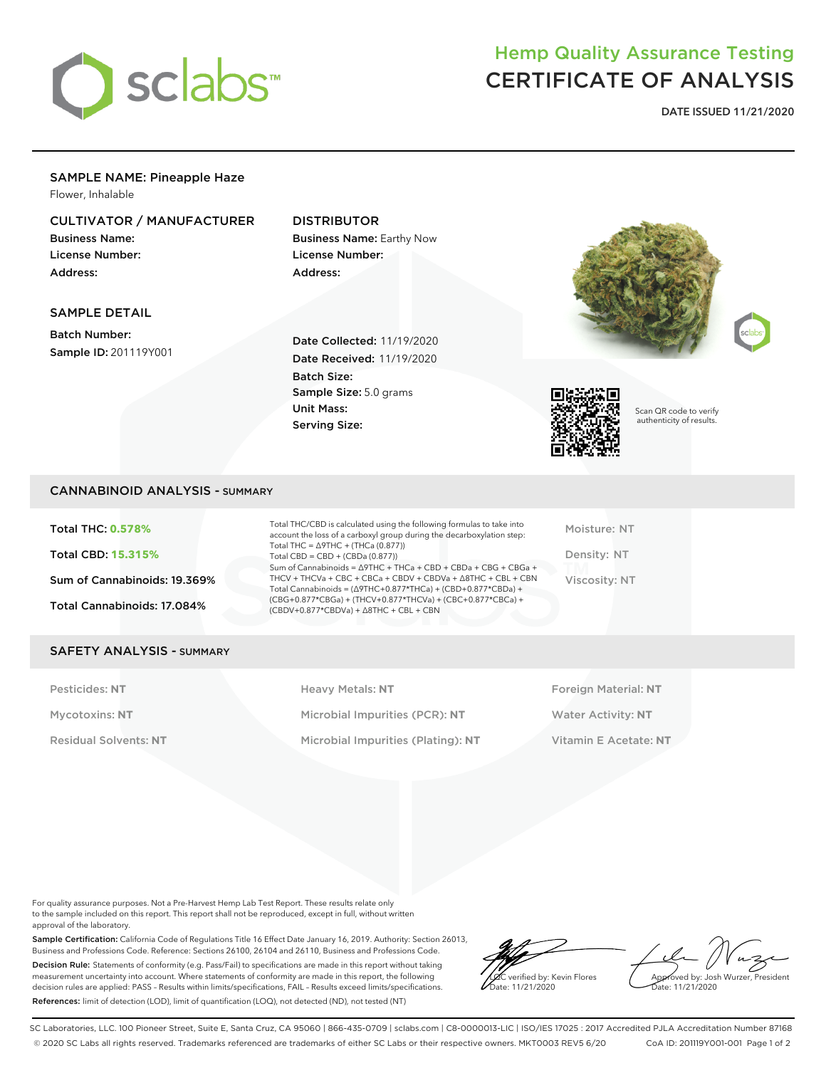# Hemp Quality Assurance Testing
# CERTIFICATE OF ANALYSIS

**DATE ISSUED 11/21/2020**

## SAMPLE NAME: Pineapple Haze

Flower, Inhalable

### CULTIVATOR / MANUFACTURER

**Business Name:**
**License Number:**
**Address:**

### DISTRIBUTOR

**Business Name:** Earthy Now
**License Number:**
**Address:**

### SAMPLE DETAIL

**Batch Number:**
**Sample ID:** 201119Y001

**Date Collected:** 11/19/2020
**Date Received:** 11/19/2020
**Batch Size:**
**Sample Size:** 5.0 grams
**Unit Mass:**
**Serving Size:**

Scan QR code to verify authenticity of results.

## CANNABINOID ANALYSIS - SUMMARY

**Total THC: 0.578%**

**Total CBD: 15.315%**

**Sum of Cannabinoids: 19.369%**

**Total Cannabinoids: 17.084%**

Total THC/CBD is calculated using the following formulas to take into account the loss of a carboxyl group during the decarboxylation step:
Total THC = Δ9THC + (THCa (0.877))
Total CBD = CBD + (CBDa (0.877))
Sum of Cannabinoids = Δ9THC + THCa + CBD + CBDa + CBG + CBGa + THCV + THCVa + CBC + CBCa + CBDV + CBDVa + Δ8THC + CBL + CBN
Total Cannabinoids = (Δ9THC+0.877*THCa) + (CBD+0.877*CBDa) + (CBG+0.877*CBGa) + (THCV+0.877*THCVa) + (CBC+0.877*CBCa) + (CBDV+0.877*CBDVa) + Δ8THC + CBL + CBN

Moisture: NT

Density: NT

Viscosity: NT

## SAFETY ANALYSIS - SUMMARY

Pesticides: **NT**

Mycotoxins: **NT**

Residual Solvents: **NT**

Heavy Metals: **NT**

Microbial Impurities (PCR): **NT**

Microbial Impurities (Plating): **NT**

Foreign Material: **NT**

Water Activity: **NT**

Vitamin E Acetate: **NT**

For quality assurance purposes. Not a Pre-Harvest Hemp Lab Test Report. These results relate only to the sample included on this report. This report shall not be reproduced, except in full, without written approval of the laboratory.

**Sample Certification:** California Code of Regulations Title 16 Effect Date January 16, 2019. Authority: Section 26013, Business and Professions Code. Reference: Sections 26100, 26104 and 26110, Business and Professions Code.

**Decision Rule:** Statements of conformity (e.g. Pass/Fail) to specifications are made in this report without taking measurement uncertainty into account. Where statements of conformity are made in this report, the following decision rules are applied: PASS - Results within limits/specifications, FAIL - Results exceed limits/specifications.

**References:** limit of detection (LOD), limit of quantification (LOQ), not detected (ND), not tested (NT)

LQC verified by: Kevin Flores
Date: 11/21/2020

Approved by: Josh Wurzer, President
Date: 11/21/2020

SC Laboratories, LLC. 100 Pioneer Street, Suite E, Santa Cruz, CA 95060 | 866-435-0709 | sclabs.com | C8-0000013-LIC | ISO/IES 17025 : 2017 Accredited PJLA Accreditation Number 87168
© 2020 SC Labs all rights reserved. Trademarks referenced are trademarks of either SC Labs or their respective owners. MKT0003 REV5 6/20 CoA ID: 201119Y001-001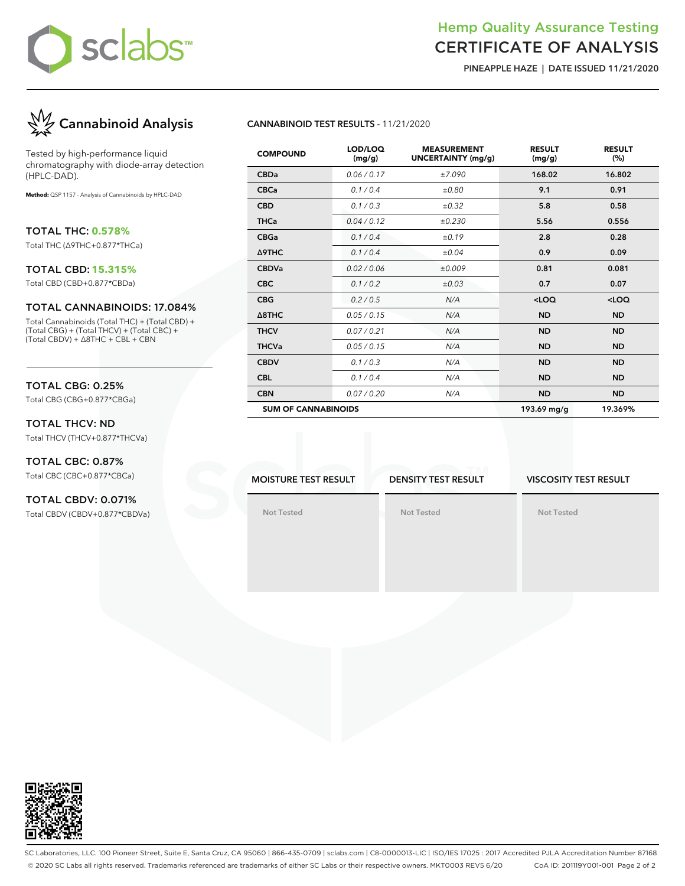# Hemp Quality Assurance Testing
# CERTIFICATE OF ANALYSIS

**PINEAPPLE HAZE | DATE ISSUED 11/21/2020**

## Cannabinoid Analysis

Tested by high-performance liquid chromatography with diode-array detection (HPLC-DAD).

**Method:** QSP 1157 - Analysis of Cannabinoids by HPLC-DAD

### TOTAL THC: 0.578%

Total THC (Δ9THC+0.877*THCa)

### TOTAL CBD: 15.315%

Total CBD (CBD+0.877*CBDa)

### TOTAL CANNABINOIDS: 17.084%

Total Cannabinoids (Total THC) + (Total CBD) + (Total CBG) + (Total THCV) + (Total CBC) + (Total CBDV) + Δ8THC + CBL + CBN

### TOTAL CBG: 0.25%

Total CBG (CBG+0.877*CBGa)

### TOTAL THCV: ND

Total THCV (THCV+0.877*THCVa)

### TOTAL CBC: 0.87%

Total CBC (CBC+0.877*CBCa)

### TOTAL CBDV: 0.071%

Total CBDV (CBDV+0.877*CBDVa)

**CANNABINOID TEST RESULTS** - 11/21/2020

| COMPOUND | LOD/LOQ (mg/g) | MEASUREMENT UNCERTAINTY (mg/g) | RESULT (mg/g) | RESULT (%) |
|---|---|---|---|---|
| CBDa | 0.06 / 0.17 | ±7.090 | 168.02 | 16.802 |
| CBCa | 0.1 / 0.4 | ±0.80 | 9.1 | 0.91 |
| CBD | 0.1 / 0.3 | ±0.32 | 5.8 | 0.58 |
| THCa | 0.04 / 0.12 | ±0.230 | 5.56 | 0.556 |
| CBGa | 0.1 / 0.4 | ±0.19 | 2.8 | 0.28 |
| Δ9THC | 0.1 / 0.4 | ±0.04 | 0.9 | 0.09 |
| CBDVa | 0.02 / 0.06 | ±0.009 | 0.81 | 0.081 |
| CBC | 0.1 / 0.2 | ±0.03 | 0.7 | 0.07 |
| CBG | 0.2 / 0.5 | N/A | <LOQ | <LOQ |
| Δ8THC | 0.05 / 0.15 | N/A | ND | ND |
| THCV | 0.07 / 0.21 | N/A | ND | ND |
| THCVa | 0.05 / 0.15 | N/A | ND | ND |
| CBDV | 0.1 / 0.3 | N/A | ND | ND |
| CBL | 0.1 / 0.4 | N/A | ND | ND |
| CBN | 0.07 / 0.20 | N/A | ND | ND |
| **SUM OF CANNABINOIDS** | | | 193.69 mg/g | 19.369% |

| MOISTURE TEST RESULT | DENSITY TEST RESULT | VISCOSITY TEST RESULT |
|---|---|---|
| Not Tested | Not Tested | Not Tested |

SC Laboratories, LLC. 100 Pioneer Street, Suite E, Santa Cruz, CA 95060 | 866-435-0709 | sclabs.com | C8-0000013-LIC | ISO/IES 17025 : 2017 Accredited PJLA Accreditation Number 87168

© 2020 SC Labs all rights reserved. Trademarks referenced are trademarks of either SC Labs or their respective owners. MKT0003 REV5 6/20 CoA ID: 201119Y001-001